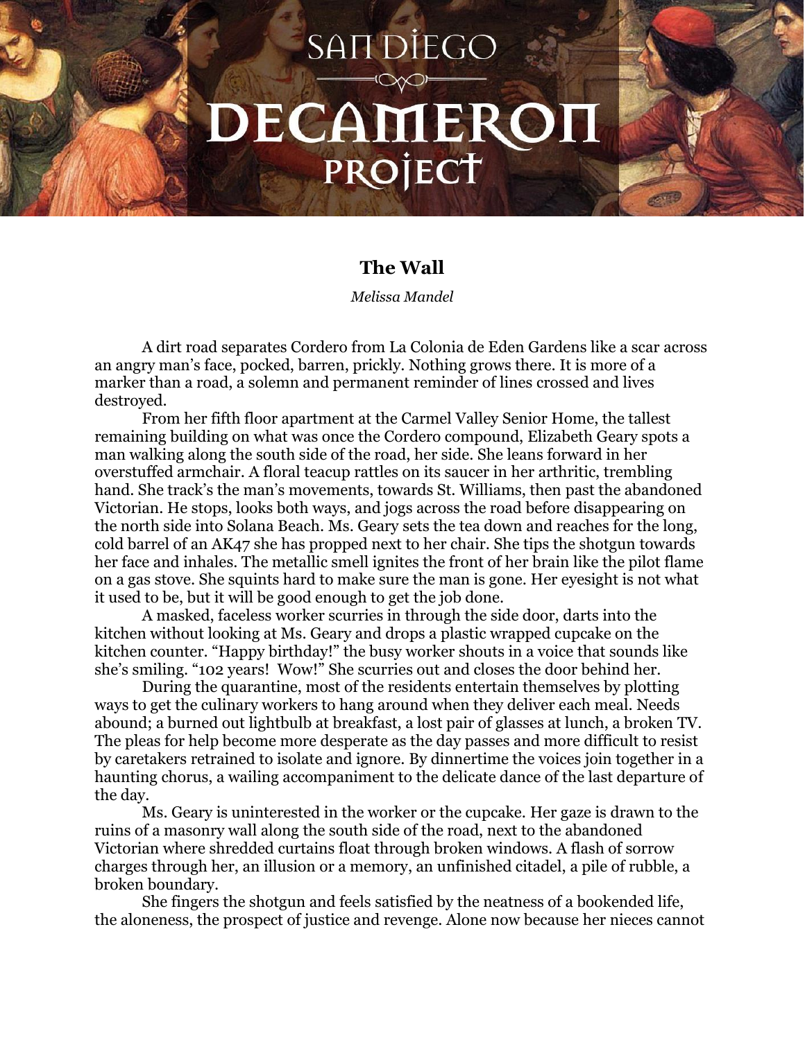# SAN DIEGO DECAMERON PROJECT

## The Wall

*Melissa Mandel*

A dirt road separates Cordero from La Colonia de Eden Gardens like a scar across an angry man's face, pocked, barren, prickly. Nothing grows there. It is more of a marker than a road, a solemn and permanent reminder of lines crossed and lives destroyed.

From her fifth floor apartment at the Carmel Valley Senior Home, the tallest remaining building on what was once the Cordero compound, Elizabeth Geary spots a man walking along the south side of the road, her side. She leans forward in her overstuffed armchair. A floral teacup rattles on its saucer in her arthritic, trembling hand. She track's the man's movements, towards St. Williams, then past the abandoned Victorian. He stops, looks both ways, and jogs across the road before disappearing on the north side into Solana Beach. Ms. Geary sets the tea down and reaches for the long, cold barrel of an AK47 she has propped next to her chair. She tips the shotgun towards her face and inhales. The metallic smell ignites the front of her brain like the pilot flame on a gas stove. She squints hard to make sure the man is gone. Her eyesight is not what it used to be, but it will be good enough to get the job done.

A masked, faceless worker scurries in through the side door, darts into the kitchen without looking at Ms. Geary and drops a plastic wrapped cupcake on the kitchen counter. "Happy birthday!" the busy worker shouts in a voice that sounds like she's smiling. "102 years! Wow!" She scurries out and closes the door behind her.

During the quarantine, most of the residents entertain themselves by plotting ways to get the culinary workers to hang around when they deliver each meal. Needs abound; a burned out lightbulb at breakfast, a lost pair of glasses at lunch, a broken TV. The pleas for help become more desperate as the day passes and more difficult to resist by caretakers retrained to isolate and ignore. By dinnertime the voices join together in a haunting chorus, a wailing accompaniment to the delicate dance of the last departure of the day.

Ms. Geary is uninterested in the worker or the cupcake. Her gaze is drawn to the ruins of a masonry wall along the south side of the road, next to the abandoned Victorian where shredded curtains float through broken windows. A flash of sorrow charges through her, an illusion or a memory, an unfinished citadel, a pile of rubble, a broken boundary.

She fingers the shotgun and feels satisfied by the neatness of a bookended life, the aloneness, the prospect of justice and revenge. Alone now because her nieces cannot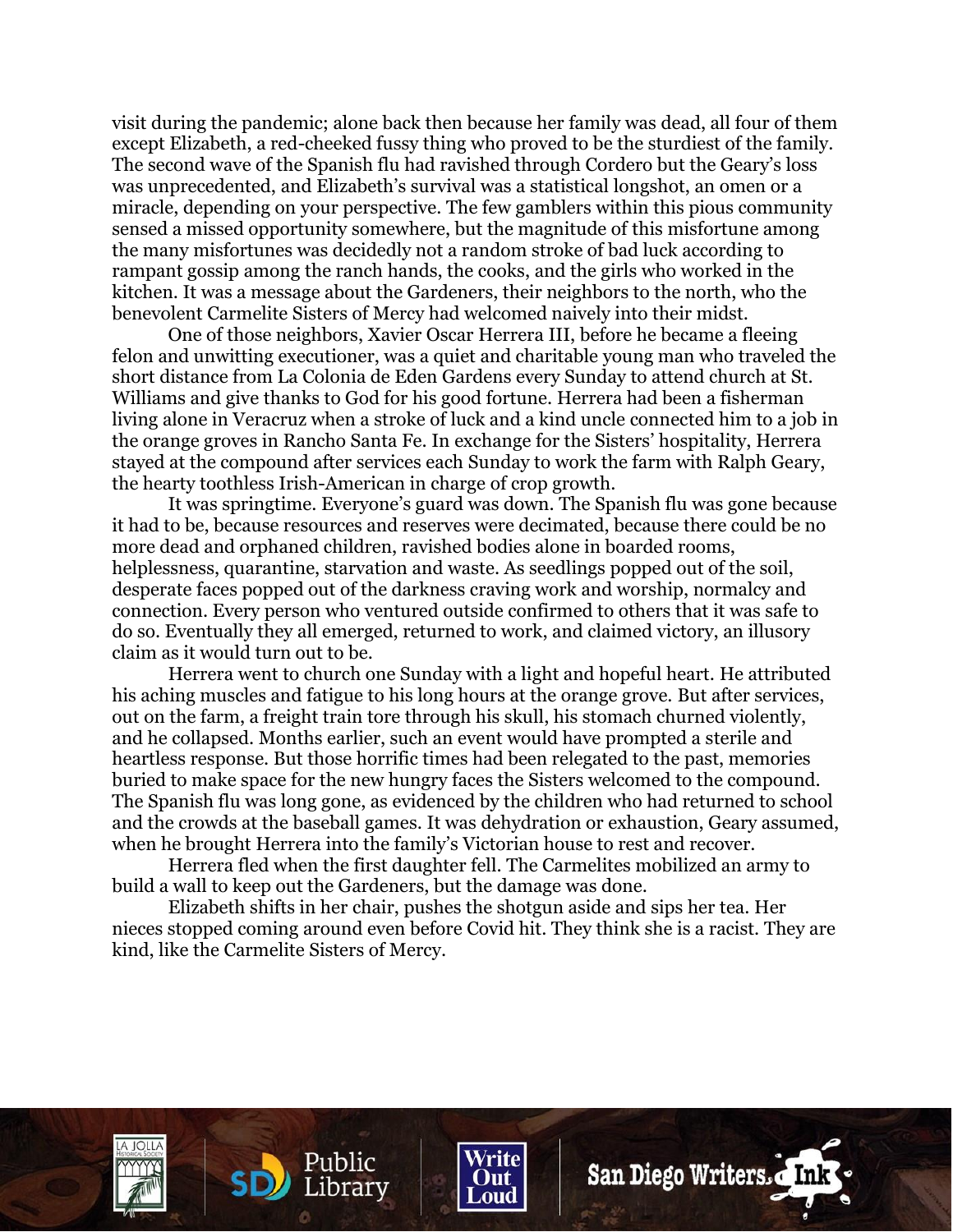visit during the pandemic; alone back then because her family was dead, all four of them except Elizabeth, a red-cheeked fussy thing who proved to be the sturdiest of the family. The second wave of the Spanish flu had ravished through Cordero but the Geary's loss was unprecedented, and Elizabeth's survival was a statistical longshot, an omen or a miracle, depending on your perspective. The few gamblers within this pious community sensed a missed opportunity somewhere, but the magnitude of this misfortune among the many misfortunes was decidedly not a random stroke of bad luck according to rampant gossip among the ranch hands, the cooks, and the girls who worked in the kitchen. It was a message about the Gardeners, their neighbors to the north, who the benevolent Carmelite Sisters of Mercy had welcomed naively into their midst.

One of those neighbors, Xavier Oscar Herrera III, before he became a fleeing felon and unwitting executioner, was a quiet and charitable young man who traveled the short distance from La Colonia de Eden Gardens every Sunday to attend church at St. Williams and give thanks to God for his good fortune. Herrera had been a fisherman living alone in Veracruz when a stroke of luck and a kind uncle connected him to a job in the orange groves in Rancho Santa Fe. In exchange for the Sisters' hospitality, Herrera stayed at the compound after services each Sunday to work the farm with Ralph Geary, the hearty toothless Irish-American in charge of crop growth.

It was springtime. Everyone's guard was down. The Spanish flu was gone because it had to be, because resources and reserves were decimated, because there could be no more dead and orphaned children, ravished bodies alone in boarded rooms, helplessness, quarantine, starvation and waste. As seedlings popped out of the soil, desperate faces popped out of the darkness craving work and worship, normalcy and connection. Every person who ventured outside confirmed to others that it was safe to do so. Eventually they all emerged, returned to work, and claimed victory, an illusory claim as it would turn out to be.

Herrera went to church one Sunday with a light and hopeful heart. He attributed his aching muscles and fatigue to his long hours at the orange grove. But after services, out on the farm, a freight train tore through his skull, his stomach churned violently, and he collapsed. Months earlier, such an event would have prompted a sterile and heartless response. But those horrific times had been relegated to the past, memories buried to make space for the new hungry faces the Sisters welcomed to the compound. The Spanish flu was long gone, as evidenced by the children who had returned to school and the crowds at the baseball games. It was dehydration or exhaustion, Geary assumed, when he brought Herrera into the family's Victorian house to rest and recover.

Herrera fled when the first daughter fell. The Carmelites mobilized an army to build a wall to keep out the Gardeners, but the damage was done.

Elizabeth shifts in her chair, pushes the shotgun aside and sips her tea. Her nieces stopped coming around even before Covid hit. They think she is a racist. They are kind, like the Carmelite Sisters of Mercy.